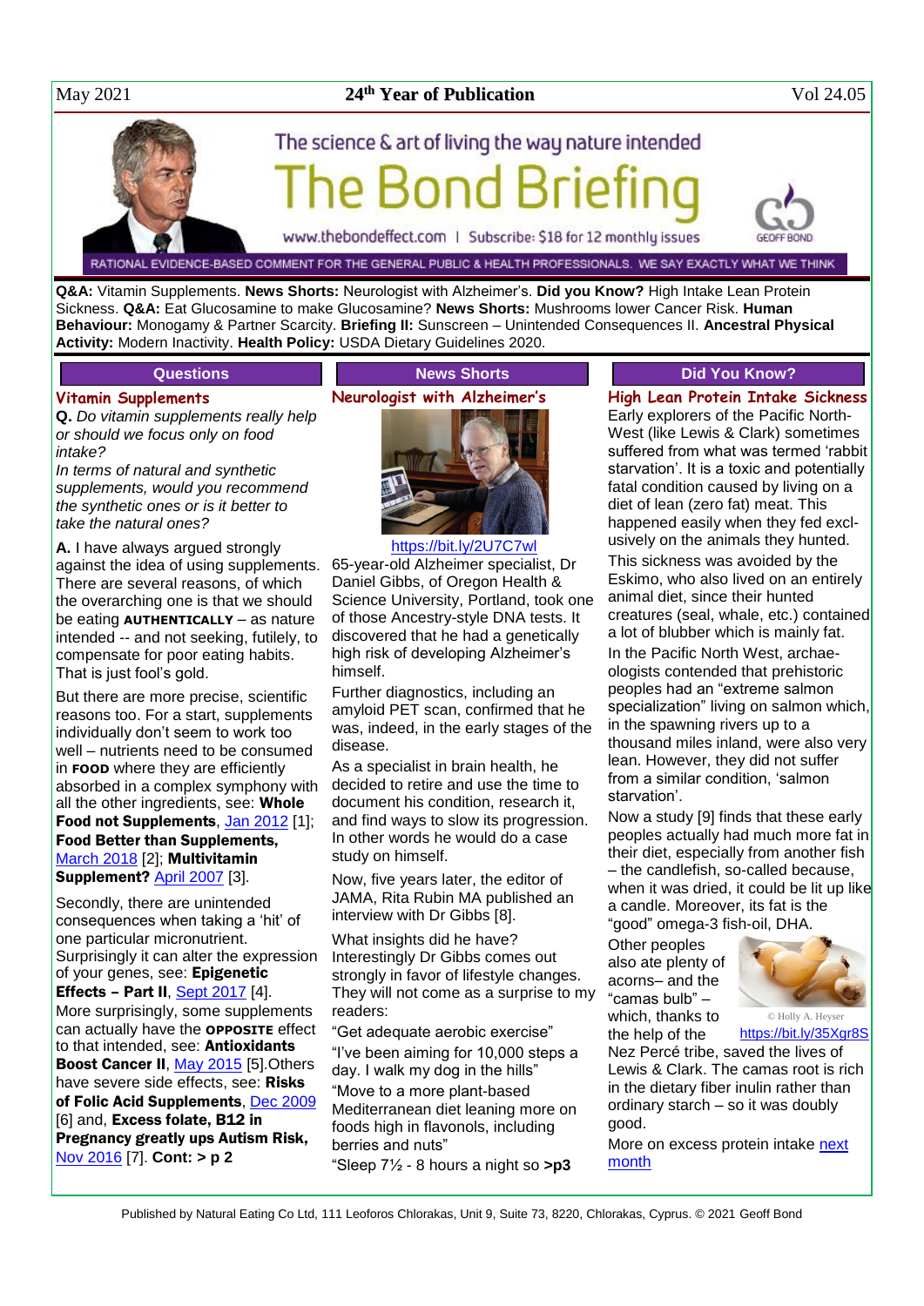May 2021 | 24th Year of Publication | Vol 24.05

The science & art of living the way nature intended

# The Bond Briefing

www.thebondeffect.com | Subscribe: $18 for 12 monthly issues

RATIONAL EVIDENCE-BASED COMMENT FOR THE GENERAL PUBLIC & HEALTH PROFESSIONALS. WE SAY EXACTLY WHAT WE THINK

**Q&A:** Vitamin Supplements. **News Shorts:** Neurologist with Alzheimer's. **Did you Know?** High Intake Lean Protein Sickness. **Q&A:** Eat Glucosamine to make Glucosamine? **News Shorts:** Mushrooms lower Cancer Risk. **Human Behaviour:** Monogamy & Partner Scarcity. **Briefing II:** Sunscreen – Unintended Consequences II. **Ancestral Physical Activity:** Modern Inactivity. **Health Policy:** USDA Dietary Guidelines 2020.

## Questions

### Vitamin Supplements

**Q.** *Do vitamin supplements really help or should we focus only on food intake?*

*In terms of natural and synthetic supplements, would you recommend the synthetic ones or is it better to take the natural ones?*

**A.** I have always argued strongly against the idea of using supplements. There are several reasons, of which the overarching one is that we should be eating **AUTHENTICALLY** – as nature intended -- and not seeking, futilely, to compensate for poor eating habits. That is just fool's gold.

But there are more precise, scientific reasons too. For a start, supplements individually don't seem to work too well – nutrients need to be consumed in **FOOD** where they are efficiently absorbed in a complex symphony with all the other ingredients, see: **Whole Food not Supplements**, Jan 2012 [1]; **Food Better than Supplements,** March 2018 [2]; **Multivitamin Supplement?** April 2007 [3].

Secondly, there are unintended consequences when taking a 'hit' of one particular micronutrient. Surprisingly it can alter the expression of your genes, see: **Epigenetic Effects – Part II**, Sept 2017 [4]. More surprisingly, some supplements can actually have the **OPPOSITE** effect to that intended, see: **Antioxidants Boost Cancer II**, May 2015 [5].Others have severe side effects, see: **Risks of Folic Acid Supplements**, Dec 2009 [6] and, **Excess folate, B12 in Pregnancy greatly ups Autism Risk,** Nov 2016 [7]. **Cont: > p 2**

## News Shorts

### Neurologist with Alzheimer's

https://bit.ly/2U7C7wl

65-year-old Alzheimer specialist, Dr Daniel Gibbs, of Oregon Health & Science University, Portland, took one of those Ancestry-style DNA tests. It discovered that he had a genetically high risk of developing Alzheimer's himself.

Further diagnostics, including an amyloid PET scan, confirmed that he was, indeed, in the early stages of the disease.

As a specialist in brain health, he decided to retire and use the time to document his condition, research it, and find ways to slow its progression. In other words he would do a case study on himself.

Now, five years later, the editor of JAMA, Rita Rubin MA published an interview with Dr Gibbs [8].

What insights did he have? Interestingly Dr Gibbs comes out strongly in favor of lifestyle changes. They will not come as a surprise to my readers:

"Get adequate aerobic exercise"

"I've been aiming for 10,000 steps a day. I walk my dog in the hills"

"Move to a more plant-based Mediterranean diet leaning more on foods high in flavonols, including berries and nuts"

"Sleep 7½ - 8 hours a night so **>p3**

## Did You Know?

### High Lean Protein Intake Sickness

Early explorers of the Pacific North-West (like Lewis & Clark) sometimes suffered from what was termed 'rabbit starvation'. It is a toxic and potentially fatal condition caused by living on a diet of lean (zero fat) meat. This happened easily when they fed exclusively on the animals they hunted.

This sickness was avoided by the Eskimo, who also lived on an entirely animal diet, since their hunted creatures (seal, whale, etc.) contained a lot of blubber which is mainly fat.

In the Pacific North West, archaeologists contended that prehistoric peoples had an "extreme salmon specialization" living on salmon which, in the spawning rivers up to a thousand miles inland, were also very lean. However, they did not suffer from a similar condition, 'salmon starvation'.

Now a study [9] finds that these early peoples actually had much more fat in their diet, especially from another fish – the candlefish, so-called because, when it was dried, it could be lit up like a candle. Moreover, its fat is the "good" omega-3 fish-oil, DHA.

Other peoples also ate plenty of acorns– and the "camas bulb" – which, thanks to the help of the Nez Percé tribe, saved the lives of Lewis & Clark. The camas root is rich in the dietary fiber inulin rather than ordinary starch – so it was doubly good.

© Holly A. Heyser https://bit.ly/35Xgr8S

More on excess protein intake next month

Published by Natural Eating Co Ltd, 111 Leoforos Chlorakas, Unit 9, Suite 73, 8220, Chlorakas, Cyprus. © 2021 Geoff Bond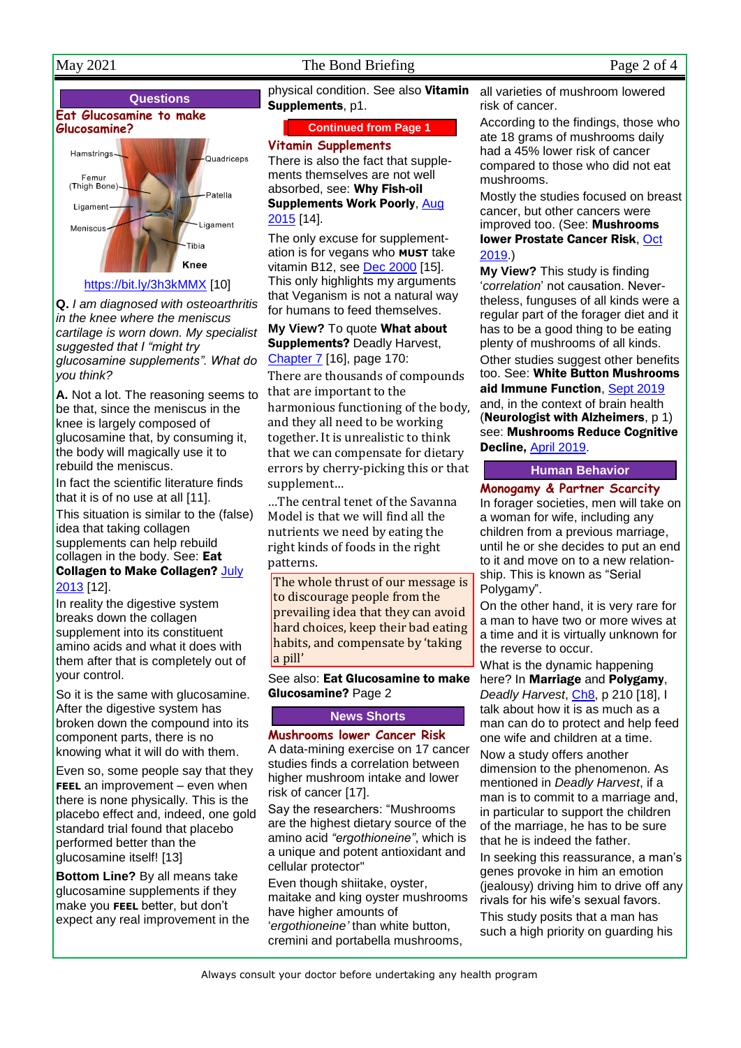## Questions

### Eat Glucosamine to make Glucosamine?

Hamstrings, Quadriceps, Femur (Thigh Bone), Patella, Ligament, Ligament, Meniscus, Tibia

**Knee**

https://bit.ly/3h3kMMX [10]

**Q.** *I am diagnosed with osteoarthritis in the knee where the meniscus cartilage is worn down. My specialist suggested that I "might try glucosamine supplements". What do you think?*

**A.** Not a lot. The reasoning seems to be that, since the meniscus in the knee is largely composed of glucosamine that, by consuming it, the body will magically use it to rebuild the meniscus.

In fact the scientific literature finds that it is of no use at all [11].

This situation is similar to the (false) idea that taking collagen supplements can help rebuild collagen in the body. See: **Eat Collagen to Make Collagen?** July 2013 [12].

In reality the digestive system breaks down the collagen supplement into its constituent amino acids and what it does with them after that is completely out of your control.

So it is the same with glucosamine. After the digestive system has broken down the compound into its component parts, there is no knowing what it will do with them.

Even so, some people say that they **FEEL** an improvement – even when there is none physically. This is the placebo effect and, indeed, one gold standard trial found that placebo performed better than the glucosamine itself! [13]

**Bottom Line?** By all means take glucosamine supplements if they make you **FEEL** better, but don't expect any real improvement in the physical condition. See also **Vitamin Supplements**, p1.

**Continued from Page 1**

### Vitamin Supplements

There is also the fact that supplements themselves are not well absorbed, see: **Why Fish-oil Supplements Work Poorly**, Aug 2015 [14].

The only excuse for supplementation is for vegans who **MUST** take vitamin B12, see Dec 2000 [15]. This only highlights my arguments that Veganism is not a natural way for humans to feed themselves.

**My View?** To quote **What about Supplements?** Deadly Harvest, Chapter 7 [16], page 170:

There are thousands of compounds that are important to the harmonious functioning of the body, and they all need to be working together. It is unrealistic to think that we can compensate for dietary errors by cherry-picking this or that supplement…

…The central tenet of the Savanna Model is that we will find all the nutrients we need by eating the right kinds of foods in the right patterns.

> The whole thrust of our message is to discourage people from the prevailing idea that they can avoid hard choices, keep their bad eating habits, and compensate by 'taking a pill'

See also: **Eat Glucosamine to make Glucosamine?** Page 2

## News Shorts

### Mushrooms lower Cancer Risk

A data-mining exercise on 17 cancer studies finds a correlation between higher mushroom intake and lower risk of cancer [17].

Say the researchers: "Mushrooms are the highest dietary source of the amino acid *"ergothioneine"*, which is a unique and potent antioxidant and cellular protector"

Even though shiitake, oyster, maitake and king oyster mushrooms have higher amounts of '*ergothioneine'* than white button, cremini and portabella mushrooms, all varieties of mushroom lowered risk of cancer.

According to the findings, those who ate 18 grams of mushrooms daily had a 45% lower risk of cancer compared to those who did not eat mushrooms.

Mostly the studies focused on breast cancer, but other cancers were improved too. (See: **Mushrooms lower Prostate Cancer Risk**, Oct 2019.)

**My View?** This study is finding '*correlation*' not causation. Nevertheless, funguses of all kinds were a regular part of the forager diet and it has to be a good thing to be eating plenty of mushrooms of all kinds.

Other studies suggest other benefits too. See: **White Button Mushrooms aid Immune Function**, Sept 2019 and, in the context of brain health (**Neurologist with Alzheimers**, p 1) see: **Mushrooms Reduce Cognitive Decline,** April 2019.

## Human Behavior

### Monogamy & Partner Scarcity

In forager societies, men will take on a woman for wife, including any children from a previous marriage, until he or she decides to put an end to it and move on to a new relationship. This is known as "Serial Polygamy".

On the other hand, it is very rare for a man to have two or more wives at a time and it is virtually unknown for the reverse to occur.

What is the dynamic happening here? In **Marriage** and **Polygamy**, *Deadly Harvest*, Ch8, p 210 [18], I talk about how it is as much as a man can do to protect and help feed one wife and children at a time.

Now a study offers another dimension to the phenomenon. As mentioned in *Deadly Harvest*, if a man is to commit to a marriage and, in particular to support the children of the marriage, he has to be sure that he is indeed the father.

In seeking this reassurance, a man's genes provoke in him an emotion (jealousy) driving him to drive off any rivals for his wife's sexual favors.

This study posits that a man has such a high priority on guarding his

Always consult your doctor before undertaking any health program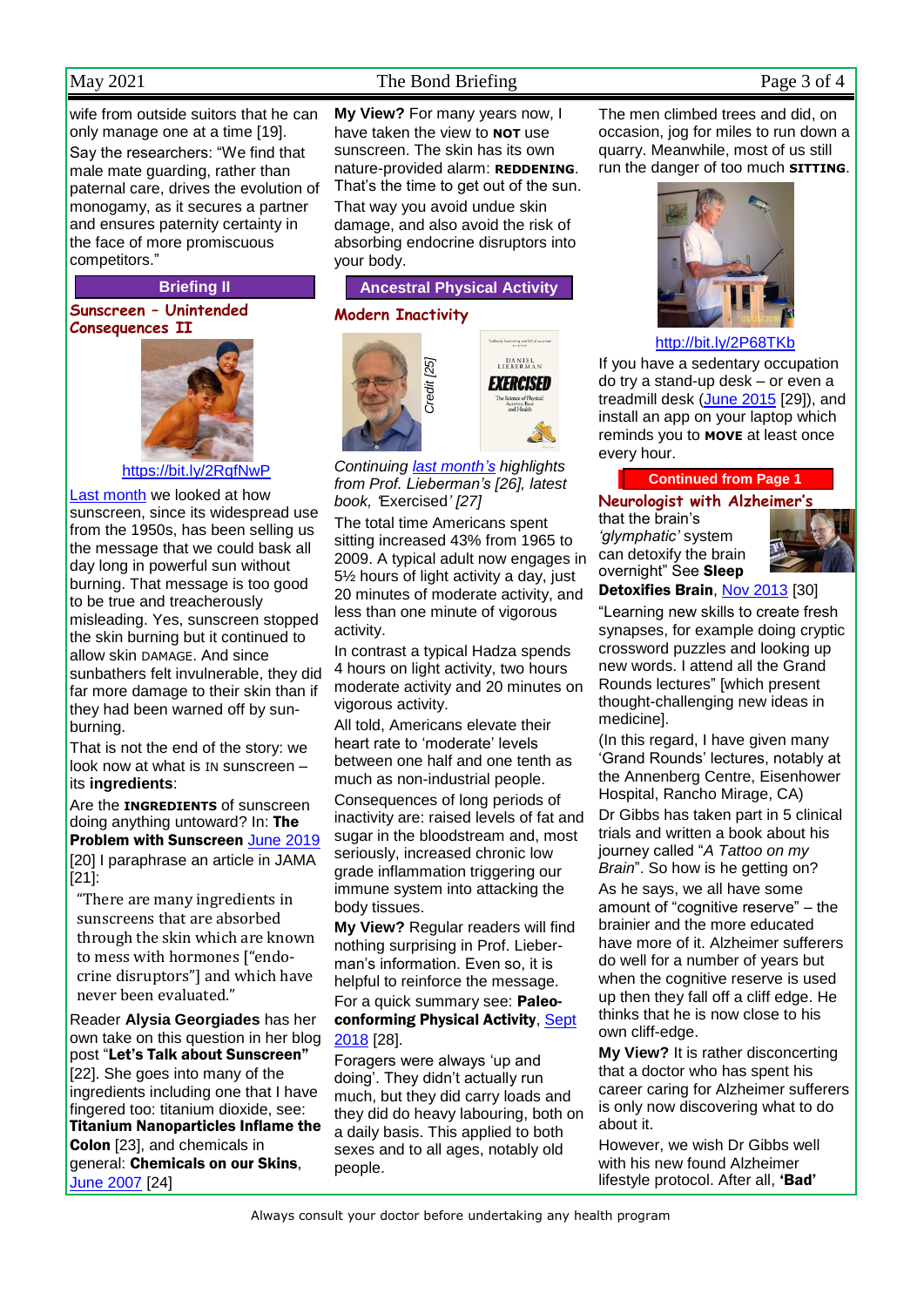wife from outside suitors that he can only manage one at a time [19].

Say the researchers: "We find that male mate guarding, rather than paternal care, drives the evolution of monogamy, as it secures a partner and ensures paternity certainty in the face of more promiscuous competitors."

## Briefing II

### Sunscreen – Unintended Consequences II

https://bit.ly/2RqfNwP

Last month we looked at how sunscreen, since its widespread use from the 1950s, has been selling us the message that we could bask all day long in powerful sun without burning. That message is too good to be true and treacherously misleading. Yes, sunscreen stopped the skin burning but it continued to allow skin DAMAGE. And since sunbathers felt invulnerable, they did far more damage to their skin than if they had been warned off by sun-burning.

That is not the end of the story: we look now at what is IN sunscreen – its **ingredients**:

Are the **INGREDIENTS** of sunscreen doing anything untoward? In: **The Problem with Sunscreen** June 2019 [20] I paraphrase an article in JAMA [21]:

> "There are many ingredients in sunscreens that are absorbed through the skin which are known to mess with hormones ["endo-crine disruptors"] and which have never been evaluated."

Reader **Alysia Georgiades** has her own take on this question in her blog post "**Let's Talk about Sunscreen"** [22]. She goes into many of the ingredients including one that I have fingered too: titanium dioxide, see: **Titanium Nanoparticles Inflame the Colon** [23], and chemicals in general: **Chemicals on our Skins**, June 2007 [24]

**My View?** For many years now, I have taken the view to **NOT** use sunscreen. The skin has its own nature-provided alarm: **REDDENING**. That's the time to get out of the sun. That way you avoid undue skin damage, and also avoid the risk of absorbing endocrine disruptors into your body.

## Ancestral Physical Activity

### Modern Inactivity

Credit [25]

*Continuing last month's highlights from Prof. Lieberman's [26], latest book, 'Exercised' [27]*

The total time Americans spent sitting increased 43% from 1965 to 2009. A typical adult now engages in 5½ hours of light activity a day, just 20 minutes of moderate activity, and less than one minute of vigorous activity.

In contrast a typical Hadza spends 4 hours on light activity, two hours moderate activity and 20 minutes on vigorous activity.

All told, Americans elevate their heart rate to 'moderate' levels between one half and one tenth as much as non-industrial people.

Consequences of long periods of inactivity are: raised levels of fat and sugar in the bloodstream and, most seriously, increased chronic low grade inflammation triggering our immune system into attacking the body tissues.

**My View?** Regular readers will find nothing surprising in Prof. Lieber-man's information. Even so, it is helpful to reinforce the message.

For a quick summary see: **Paleo-conforming Physical Activity**, Sept 2018 [28].

Foragers were always 'up and doing'. They didn't actually run much, but they did carry loads and they did do heavy labouring, both on a daily basis. This applied to both sexes and to all ages, notably old people.

The men climbed trees and did, on occasion, jog for miles to run down a quarry. Meanwhile, most of us still run the danger of too much **SITTING**.

http://bit.ly/2P68TKb

If you have a sedentary occupation do try a stand-up desk – or even a treadmill desk (June 2015 [29]), and install an app on your laptop which reminds you to **MOVE** at least once every hour.

## Continued from Page 1

### Neurologist with Alzheimer's

that the brain's *'glymphatic'* system can detoxify the brain overnight" See **Sleep Detoxifies Brain**, Nov 2013 [30]

"Learning new skills to create fresh synapses, for example doing cryptic crossword puzzles and looking up new words. I attend all the Grand Rounds lectures" [which present thought-challenging new ideas in medicine].

(In this regard, I have given many 'Grand Rounds' lectures, notably at the Annenberg Centre, Eisenhower Hospital, Rancho Mirage, CA)

Dr Gibbs has taken part in 5 clinical trials and written a book about his journey called "*A Tattoo on my Brain*". So how is he getting on?

As he says, we all have some amount of "cognitive reserve" – the brainier and the more educated have more of it. Alzheimer sufferers do well for a number of years but when the cognitive reserve is used up then they fall off a cliff edge. He thinks that he is now close to his own cliff-edge.

**My View?** It is rather disconcerting that a doctor who has spent his career caring for Alzheimer sufferers is only now discovering what to do about it.

However, we wish Dr Gibbs well with his new found Alzheimer lifestyle protocol. After all, **'Bad'**

Always consult your doctor before undertaking any health program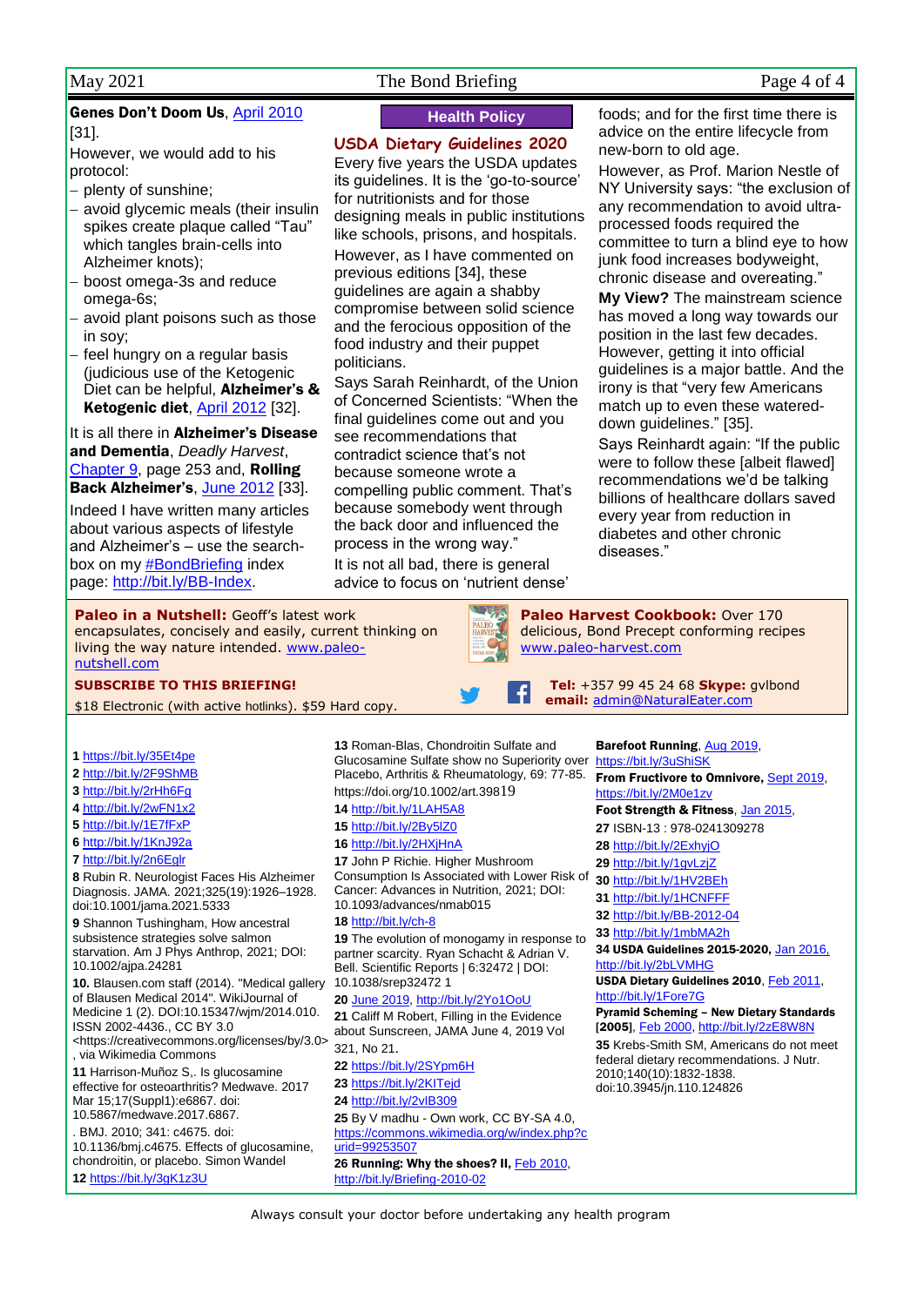**Genes Don't Doom Us**, April 2010 [31].

However, we would add to his protocol:

- plenty of sunshine;
- avoid glycemic meals (their insulin spikes create plaque called "Tau" which tangles brain-cells into Alzheimer knots);
- boost omega-3s and reduce omega-6s;
- avoid plant poisons such as those in soy;
- feel hungry on a regular basis (judicious use of the Ketogenic Diet can be helpful, **Alzheimer's & Ketogenic diet**, April 2012 [32].

It is all there in **Alzheimer's Disease and Dementia**, *Deadly Harvest*, Chapter 9, page 253 and, **Rolling Back Alzheimer's**, June 2012 [33].

Indeed I have written many articles about various aspects of lifestyle and Alzheimer's – use the search-box on my #BondBriefing index page: http://bit.ly/BB-Index.

## Health Policy

### USDA Dietary Guidelines 2020

Every five years the USDA updates its guidelines. It is the 'go-to-source' for nutritionists and for those designing meals in public institutions like schools, prisons, and hospitals.

However, as I have commented on previous editions [34], these guidelines are again a shabby compromise between solid science and the ferocious opposition of the food industry and their puppet politicians.

Says Sarah Reinhardt, of the Union of Concerned Scientists: "When the final guidelines come out and you see recommendations that contradict science that's not because someone wrote a compelling public comment. That's because somebody went through the back door and influenced the process in the wrong way."

It is not all bad, there is general advice to focus on 'nutrient dense' foods; and for the first time there is advice on the entire lifecycle from new-born to old age.

However, as Prof. Marion Nestle of NY University says: "the exclusion of any recommendation to avoid ultra-processed foods required the committee to turn a blind eye to how junk food increases bodyweight, chronic disease and overeating."

**My View?** The mainstream science has moved a long way towards our position in the last few decades. However, getting it into official guidelines is a major battle. And the irony is that "very few Americans match up to even these watered-down guidelines." [35].

Says Reinhardt again: "If the public were to follow these [albeit flawed] recommendations we'd be talking billions of healthcare dollars saved every year from reduction in diabetes and other chronic diseases."

---

**Paleo in a Nutshell:** Geoff's latest work encapsulates, concisely and easily, current thinking on living the way nature intended. www.paleo-nutshell.com

**Paleo Harvest Cookbook:** Over 170 delicious, Bond Precept conforming recipes www.paleo-harvest.com

**SUBSCRIBE TO THIS BRIEFING!**

$18 Electronic (with active hotlinks). $59 Hard copy.

**Tel:** +357 99 45 24 68 **Skype:** gvlbond
**email:** admin@NaturalEater.com

---

**1** https://bit.ly/35Et4pe
**2** http://bit.ly/2F9ShMB
**3** http://bit.ly/2rHh6Fg
**4** http://bit.ly/2wFN1x2
**5** http://bit.ly/1E7fFxP
**6** http://bit.ly/1KnJ92a
**7** http://bit.ly/2n6Eglr
**8** Rubin R. Neurologist Faces His Alzheimer Diagnosis. JAMA. 2021;325(19):1926–1928. doi:10.1001/jama.2021.5333
**9** Shannon Tushingham, How ancestral subsistence strategies solve salmon starvation. Am J Phys Anthrop, 2021; DOI: 10.1002/ajpa.24281
**10.** Blausen.com staff (2014). "Medical gallery of Blausen Medical 2014". WikiJournal of Medicine 1 (2). DOI:10.15347/wjm/2014.010. ISSN 2002-4436., CC BY 3.0 <https://creativecommons.org/licenses/by/3.0>, via Wikimedia Commons
**11** Harrison-Muñoz S,. Is glucosamine effective for osteoarthritis? Medwave. 2017 Mar 15;17(Suppl1):e6867. doi: 10.5867/medwave.2017.6867.
. BMJ. 2010; 341: c4675. doi: 10.1136/bmj.c4675. Effects of glucosamine, chondroitin, or placebo. Simon Wandel
**12** https://bit.ly/3gK1z3U
**13** Roman-Blas, Chondroitin Sulfate and Glucosamine Sulfate show no Superiority over Placebo, Arthritis & Rheumatology, 69: 77-85. https://doi.org/10.1002/art.39819
**14** http://bit.ly/1LAH5A8
**15** http://bit.ly/2By5lZ0
**16** http://bit.ly/2HXjHnA
**17** John P Richie. Higher Mushroom Consumption Is Associated with Lower Risk of Cancer: Advances in Nutrition, 2021; DOI: 10.1093/advances/nmab015
**18** http://bit.ly/ch-8
**19** The evolution of monogamy in response to partner scarcity. Ryan Schacht & Adrian V. Bell. Scientific Reports | 6:32472 | DOI: 10.1038/srep32472 1
**20** June 2019, http://bit.ly/2Yo1OoU
**21** Califf M Robert, Filling in the Evidence about Sunscreen, JAMA June 4, 2019 Vol 321, No 21.
**22** https://bit.ly/2SYpm6H
**23** https://bit.ly/2KITejd
**24** http://bit.ly/2vIB309
**25** By V madhu - Own work, CC BY-SA 4.0, https://commons.wikimedia.org/w/index.php?curid=99253507
**26 Running: Why the shoes? II,** Feb 2010, http://bit.ly/Briefing-2010-02
**Barefoot Running**, Aug 2019, https://bit.ly/3uShiSK
**From Fructivore to Omnivore,** Sept 2019, https://bit.ly/2M0e1zv
**Foot Strength & Fitness**, Jan 2015,
**27** ISBN-13 : 978-0241309278
**28** http://bit.ly/2ExhyjO
**29** http://bit.ly/1gvLzjZ
**30** http://bit.ly/1HV2BEh
**31** http://bit.ly/1HCNFFF
**32** http://bit.ly/BB-2012-04
**33** http://bit.ly/1mbMA2h
**34 USDA Guidelines 2015-2020,** Jan 2016, http://bit.ly/2bLVMHG
**USDA Dietary Guidelines 2010**, Feb 2011, http://bit.ly/1Fore7G
**Pyramid Scheming – New Dietary Standards [2005]**, Feb 2000, http://bit.ly/2zE8W8N
**35** Krebs-Smith SM, Americans do not meet federal dietary recommendations. J Nutr. 2010;140(10):1832-1838. doi:10.3945/jn.110.124826

Always consult your doctor before undertaking any health program